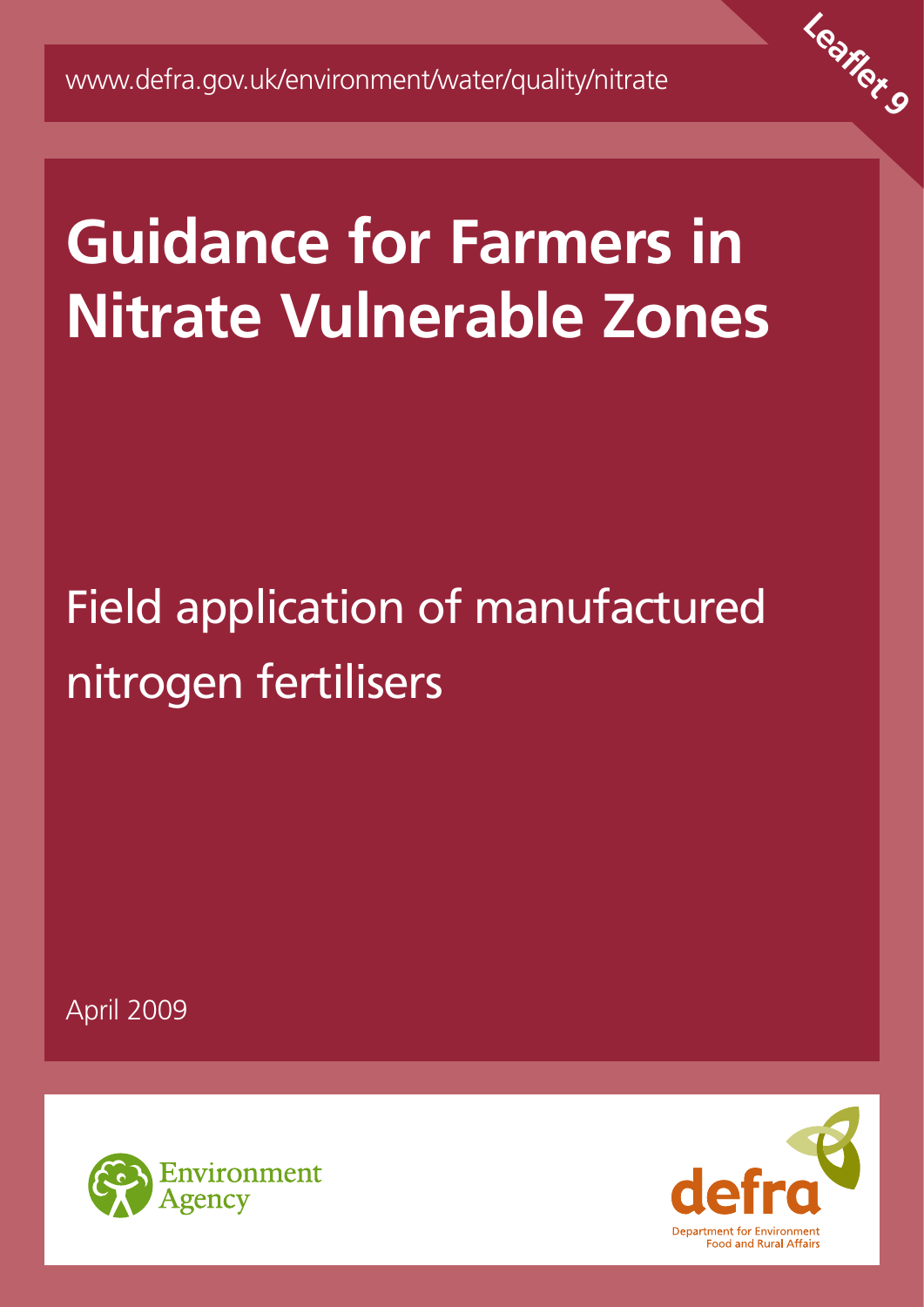www.defra.gov.uk/environment/water/quality/nitrate

**Leaflet 9**

# Guidance for Farmers in Nitrate Vulnerable Zones

## Field application of manufactured nitrogen fertilisers

April 2009

Environment Agency

defra

Department for Environment Food and Rural Affairs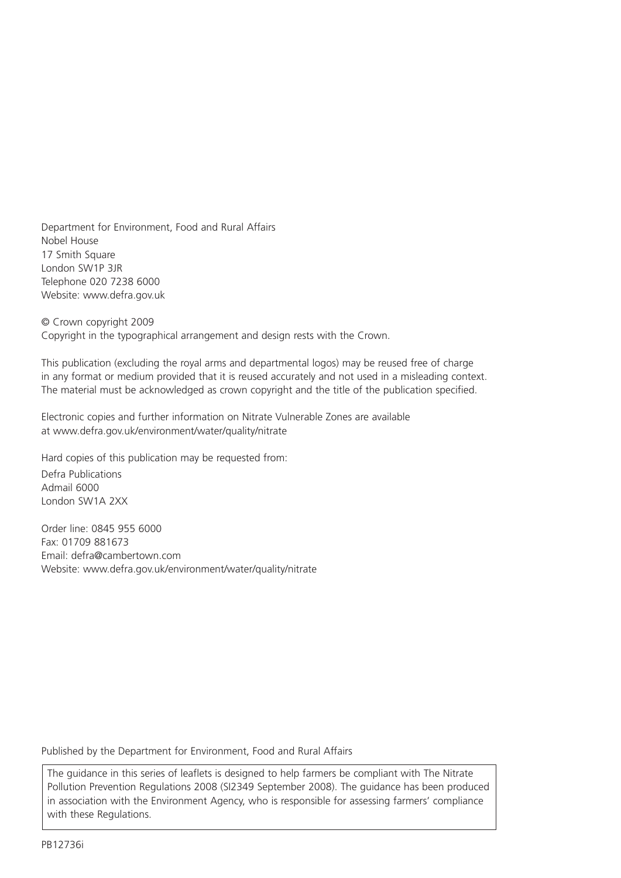Department for Environment, Food and Rural Affairs
Nobel House
17 Smith Square
London SW1P 3JR
Telephone 020 7238 6000
Website: www.defra.gov.uk

© Crown copyright 2009
Copyright in the typographical arrangement and design rests with the Crown.

This publication (excluding the royal arms and departmental logos) may be reused free of charge in any format or medium provided that it is reused accurately and not used in a misleading context. The material must be acknowledged as crown copyright and the title of the publication specified.

Electronic copies and further information on Nitrate Vulnerable Zones are available at www.defra.gov.uk/environment/water/quality/nitrate

Hard copies of this publication may be requested from:

Defra Publications
Admail 6000
London SW1A 2XX

Order line: 0845 955 6000
Fax: 01709 881673
Email: defra@cambertown.com
Website: www.defra.gov.uk/environment/water/quality/nitrate

Published by the Department for Environment, Food and Rural Affairs

The guidance in this series of leaflets is designed to help farmers be compliant with The Nitrate Pollution Prevention Regulations 2008 (SI2349 September 2008). The guidance has been produced in association with the Environment Agency, who is responsible for assessing farmers' compliance with these Regulations.

PB12736i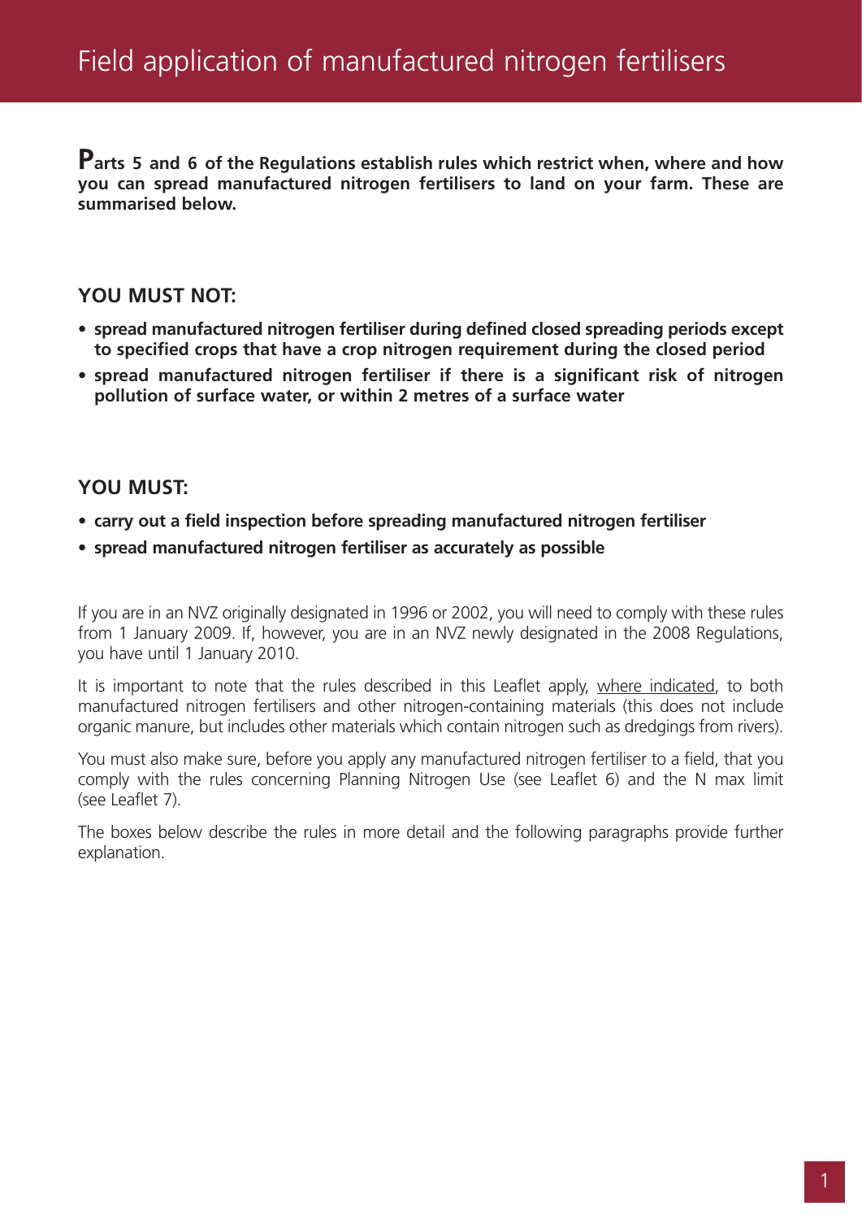# Field application of manufactured nitrogen fertilisers

**Parts 5 and 6 of the Regulations establish rules which restrict when, where and how you can spread manufactured nitrogen fertilisers to land on your farm. These are summarised below.**

## YOU MUST NOT:

- **spread manufactured nitrogen fertiliser during defined closed spreading periods except to specified crops that have a crop nitrogen requirement during the closed period**
- **spread manufactured nitrogen fertiliser if there is a significant risk of nitrogen pollution of surface water, or within 2 metres of a surface water**

## YOU MUST:

- **carry out a field inspection before spreading manufactured nitrogen fertiliser**
- **spread manufactured nitrogen fertiliser as accurately as possible**

If you are in an NVZ originally designated in 1996 or 2002, you will need to comply with these rules from 1 January 2009. If, however, you are in an NVZ newly designated in the 2008 Regulations, you have until 1 January 2010.

It is important to note that the rules described in this Leaflet apply, where indicated, to both manufactured nitrogen fertilisers and other nitrogen-containing materials (this does not include organic manure, but includes other materials which contain nitrogen such as dredgings from rivers).

You must also make sure, before you apply any manufactured nitrogen fertiliser to a field, that you comply with the rules concerning Planning Nitrogen Use (see Leaflet 6) and the N max limit (see Leaflet 7).

The boxes below describe the rules in more detail and the following paragraphs provide further explanation.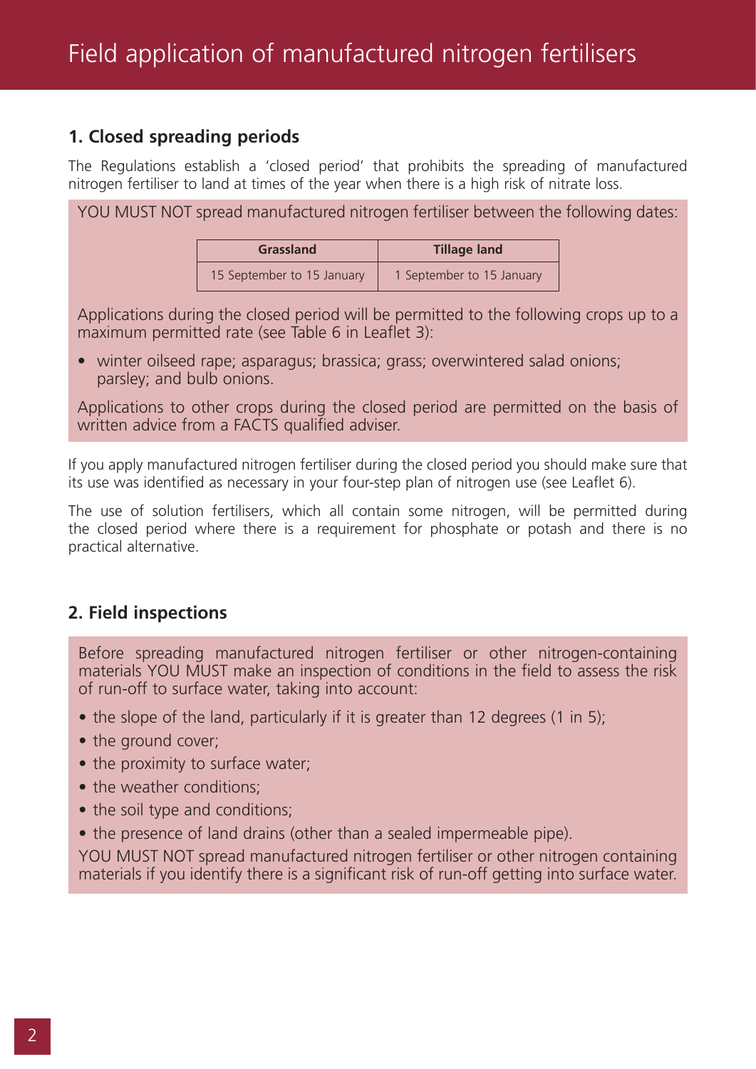# Field application of manufactured nitrogen fertilisers

## 1. Closed spreading periods

The Regulations establish a 'closed period' that prohibits the spreading of manufactured nitrogen fertiliser to land at times of the year when there is a high risk of nitrate loss.

YOU MUST NOT spread manufactured nitrogen fertiliser between the following dates:

| Grassland | Tillage land |
|---|---|
| 15 September to 15 January | 1 September to 15 January |

Applications during the closed period will be permitted to the following crops up to a maximum permitted rate (see Table 6 in Leaflet 3):

- winter oilseed rape; asparagus; brassica; grass; overwintered salad onions; parsley; and bulb onions.

Applications to other crops during the closed period are permitted on the basis of written advice from a FACTS qualified adviser.

If you apply manufactured nitrogen fertiliser during the closed period you should make sure that its use was identified as necessary in your four-step plan of nitrogen use (see Leaflet 6).

The use of solution fertilisers, which all contain some nitrogen, will be permitted during the closed period where there is a requirement for phosphate or potash and there is no practical alternative.

## 2. Field inspections

Before spreading manufactured nitrogen fertiliser or other nitrogen-containing materials YOU MUST make an inspection of conditions in the field to assess the risk of run-off to surface water, taking into account:

- the slope of the land, particularly if it is greater than 12 degrees (1 in 5);
- the ground cover;
- the proximity to surface water;
- the weather conditions;
- the soil type and conditions;
- the presence of land drains (other than a sealed impermeable pipe).

YOU MUST NOT spread manufactured nitrogen fertiliser or other nitrogen containing materials if you identify there is a significant risk of run-off getting into surface water.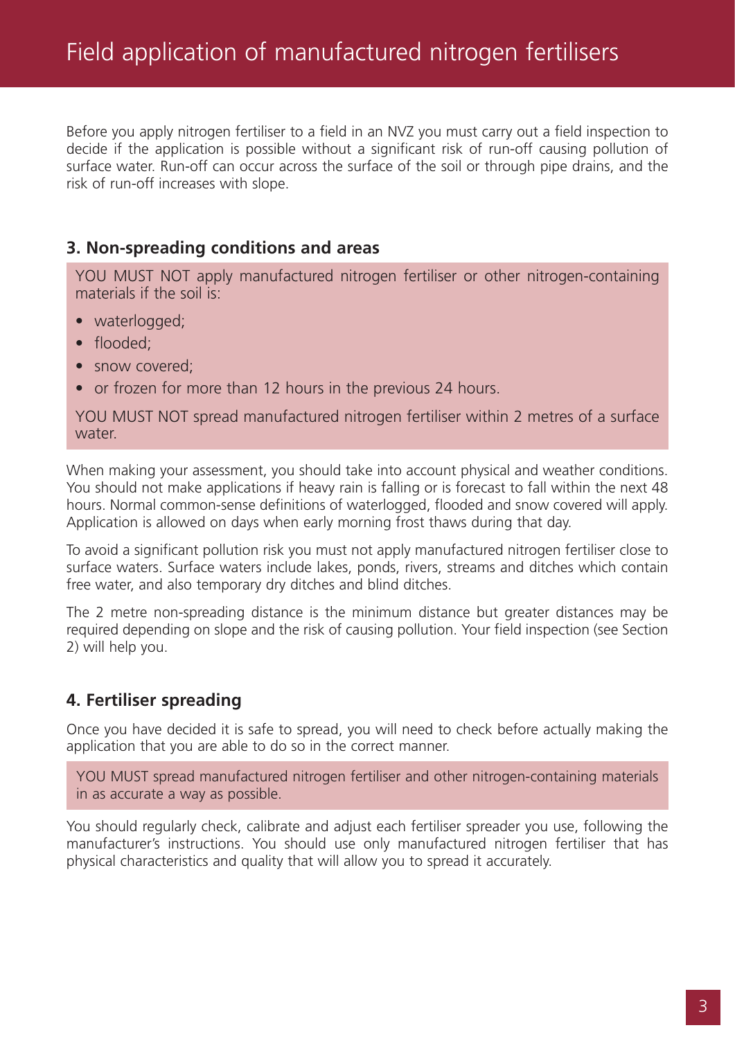# Field application of manufactured nitrogen fertilisers

Before you apply nitrogen fertiliser to a field in an NVZ you must carry out a field inspection to decide if the application is possible without a significant risk of run-off causing pollution of surface water. Run-off can occur across the surface of the soil or through pipe drains, and the risk of run-off increases with slope.

## 3. Non-spreading conditions and areas

YOU MUST NOT apply manufactured nitrogen fertiliser or other nitrogen-containing materials if the soil is:

- waterlogged;
- flooded;
- snow covered;
- or frozen for more than 12 hours in the previous 24 hours.

YOU MUST NOT spread manufactured nitrogen fertiliser within 2 metres of a surface water.

When making your assessment, you should take into account physical and weather conditions. You should not make applications if heavy rain is falling or is forecast to fall within the next 48 hours. Normal common-sense definitions of waterlogged, flooded and snow covered will apply. Application is allowed on days when early morning frost thaws during that day.

To avoid a significant pollution risk you must not apply manufactured nitrogen fertiliser close to surface waters. Surface waters include lakes, ponds, rivers, streams and ditches which contain free water, and also temporary dry ditches and blind ditches.

The 2 metre non-spreading distance is the minimum distance but greater distances may be required depending on slope and the risk of causing pollution. Your field inspection (see Section 2) will help you.

## 4. Fertiliser spreading

Once you have decided it is safe to spread, you will need to check before actually making the application that you are able to do so in the correct manner.

YOU MUST spread manufactured nitrogen fertiliser and other nitrogen-containing materials in as accurate a way as possible.

You should regularly check, calibrate and adjust each fertiliser spreader you use, following the manufacturer's instructions. You should use only manufactured nitrogen fertiliser that has physical characteristics and quality that will allow you to spread it accurately.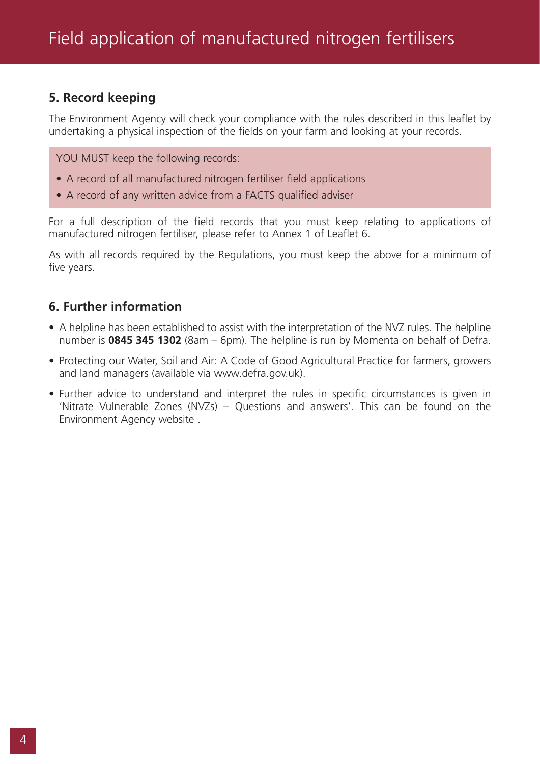## 5. Record keeping

The Environment Agency will check your compliance with the rules described in this leaflet by undertaking a physical inspection of the fields on your farm and looking at your records.

YOU MUST keep the following records:

- A record of all manufactured nitrogen fertiliser field applications
- A record of any written advice from a FACTS qualified adviser

For a full description of the field records that you must keep relating to applications of manufactured nitrogen fertiliser, please refer to Annex 1 of Leaflet 6.

As with all records required by the Regulations, you must keep the above for a minimum of five years.

## 6. Further information

- A helpline has been established to assist with the interpretation of the NVZ rules. The helpline number is **0845 345 1302** (8am – 6pm). The helpline is run by Momenta on behalf of Defra.
- Protecting our Water, Soil and Air: A Code of Good Agricultural Practice for farmers, growers and land managers (available via www.defra.gov.uk).
- Further advice to understand and interpret the rules in specific circumstances is given in 'Nitrate Vulnerable Zones (NVZs) – Questions and answers'. This can be found on the Environment Agency website .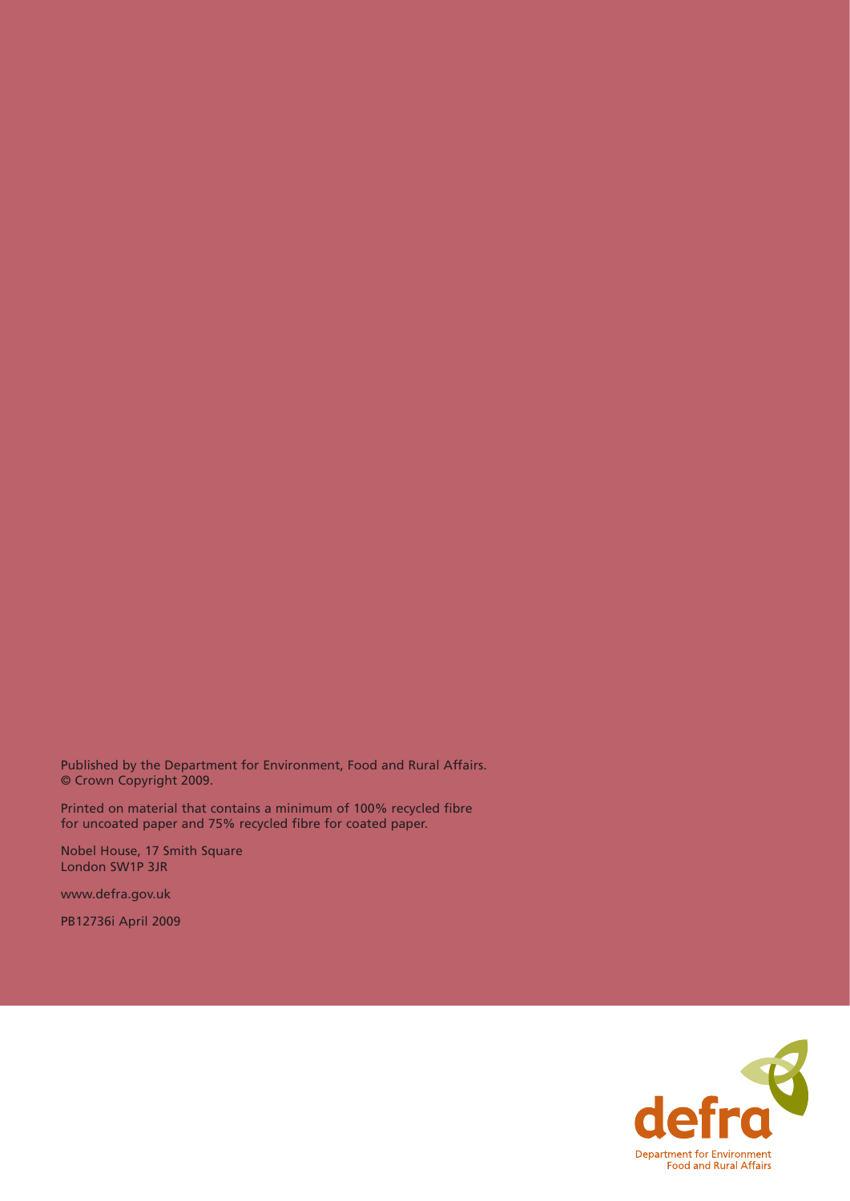Published by the Department for Environment, Food and Rural Affairs.
© Crown Copyright 2009.

Printed on material that contains a minimum of 100% recycled fibre for uncoated paper and 75% recycled fibre for coated paper.

Nobel House, 17 Smith Square
London SW1P 3JR

www.defra.gov.uk

PB12736i April 2009

defra

Department for Environment
Food and Rural Affairs